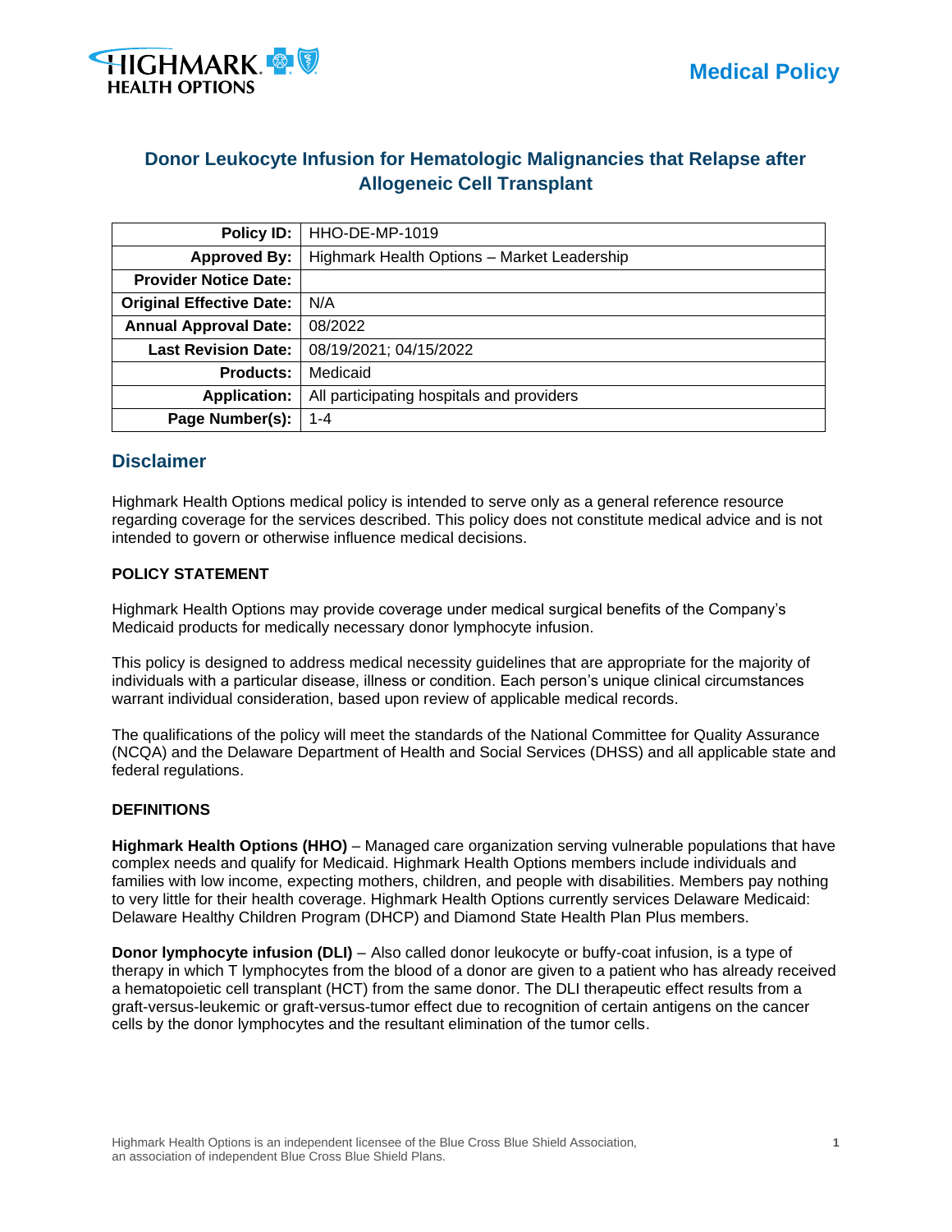Medical Policy

# Donor Leukocyte Infusion for Hematologic Malignancies that Relapse after Allogeneic Cell Transplant

| Policy ID: | HHO-DE-MP-1019 |
|---|---|
| Approved By: | Highmark Health Options – Market Leadership |
| Provider Notice Date: | |
| Original Effective Date: | N/A |
| Annual Approval Date: | 08/2022 |
| Last Revision Date: | 08/19/2021; 04/15/2022 |
| Products: | Medicaid |
| Application: | All participating hospitals and providers |
| Page Number(s): | 1-4 |

## Disclaimer

Highmark Health Options medical policy is intended to serve only as a general reference resource regarding coverage for the services described. This policy does not constitute medical advice and is not intended to govern or otherwise influence medical decisions.

### POLICY STATEMENT

Highmark Health Options may provide coverage under medical surgical benefits of the Company's Medicaid products for medically necessary donor lymphocyte infusion.

This policy is designed to address medical necessity guidelines that are appropriate for the majority of individuals with a particular disease, illness or condition. Each person's unique clinical circumstances warrant individual consideration, based upon review of applicable medical records.

The qualifications of the policy will meet the standards of the National Committee for Quality Assurance (NCQA) and the Delaware Department of Health and Social Services (DHSS) and all applicable state and federal regulations.

### DEFINITIONS

**Highmark Health Options (HHO)** – Managed care organization serving vulnerable populations that have complex needs and qualify for Medicaid. Highmark Health Options members include individuals and families with low income, expecting mothers, children, and people with disabilities. Members pay nothing to very little for their health coverage. Highmark Health Options currently services Delaware Medicaid: Delaware Healthy Children Program (DHCP) and Diamond State Health Plan Plus members.

**Donor lymphocyte infusion (DLI)** – Also called donor leukocyte or buffy-coat infusion, is a type of therapy in which T lymphocytes from the blood of a donor are given to a patient who has already received a hematopoietic cell transplant (HCT) from the same donor. The DLI therapeutic effect results from a graft-versus-leukemic or graft-versus-tumor effect due to recognition of certain antigens on the cancer cells by the donor lymphocytes and the resultant elimination of the tumor cells.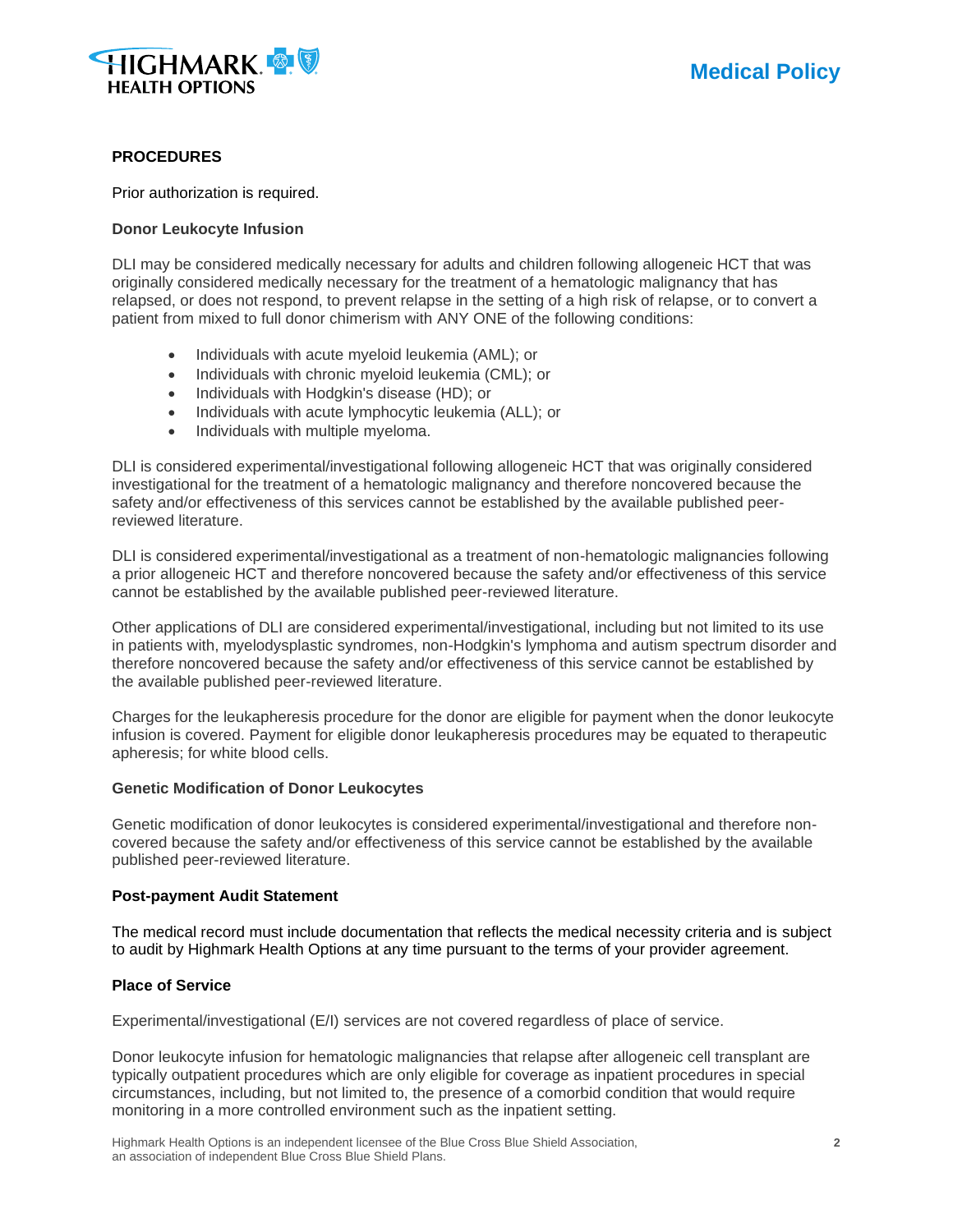## PROCEDURES

Prior authorization is required.

### Donor Leukocyte Infusion

DLI may be considered medically necessary for adults and children following allogeneic HCT that was originally considered medically necessary for the treatment of a hematologic malignancy that has relapsed, or does not respond, to prevent relapse in the setting of a high risk of relapse, or to convert a patient from mixed to full donor chimerism with ANY ONE of the following conditions:

- Individuals with acute myeloid leukemia (AML); or
- Individuals with chronic myeloid leukemia (CML); or
- Individuals with Hodgkin's disease (HD); or
- Individuals with acute lymphocytic leukemia (ALL); or
- Individuals with multiple myeloma.

DLI is considered experimental/investigational following allogeneic HCT that was originally considered investigational for the treatment of a hematologic malignancy and therefore noncovered because the safety and/or effectiveness of this services cannot be established by the available published peer-reviewed literature.

DLI is considered experimental/investigational as a treatment of non-hematologic malignancies following a prior allogeneic HCT and therefore noncovered because the safety and/or effectiveness of this service cannot be established by the available published peer-reviewed literature.

Other applications of DLI are considered experimental/investigational, including but not limited to its use in patients with, myelodysplastic syndromes, non-Hodgkin's lymphoma and autism spectrum disorder and therefore noncovered because the safety and/or effectiveness of this service cannot be established by the available published peer-reviewed literature.

Charges for the leukapheresis procedure for the donor are eligible for payment when the donor leukocyte infusion is covered. Payment for eligible donor leukapheresis procedures may be equated to therapeutic apheresis; for white blood cells.

### Genetic Modification of Donor Leukocytes

Genetic modification of donor leukocytes is considered experimental/investigational and therefore non-covered because the safety and/or effectiveness of this service cannot be established by the available published peer-reviewed literature.

### Post-payment Audit Statement

The medical record must include documentation that reflects the medical necessity criteria and is subject to audit by Highmark Health Options at any time pursuant to the terms of your provider agreement.

### Place of Service

Experimental/investigational (E/I) services are not covered regardless of place of service.

Donor leukocyte infusion for hematologic malignancies that relapse after allogeneic cell transplant are typically outpatient procedures which are only eligible for coverage as inpatient procedures in special circumstances, including, but not limited to, the presence of a comorbid condition that would require monitoring in a more controlled environment such as the inpatient setting.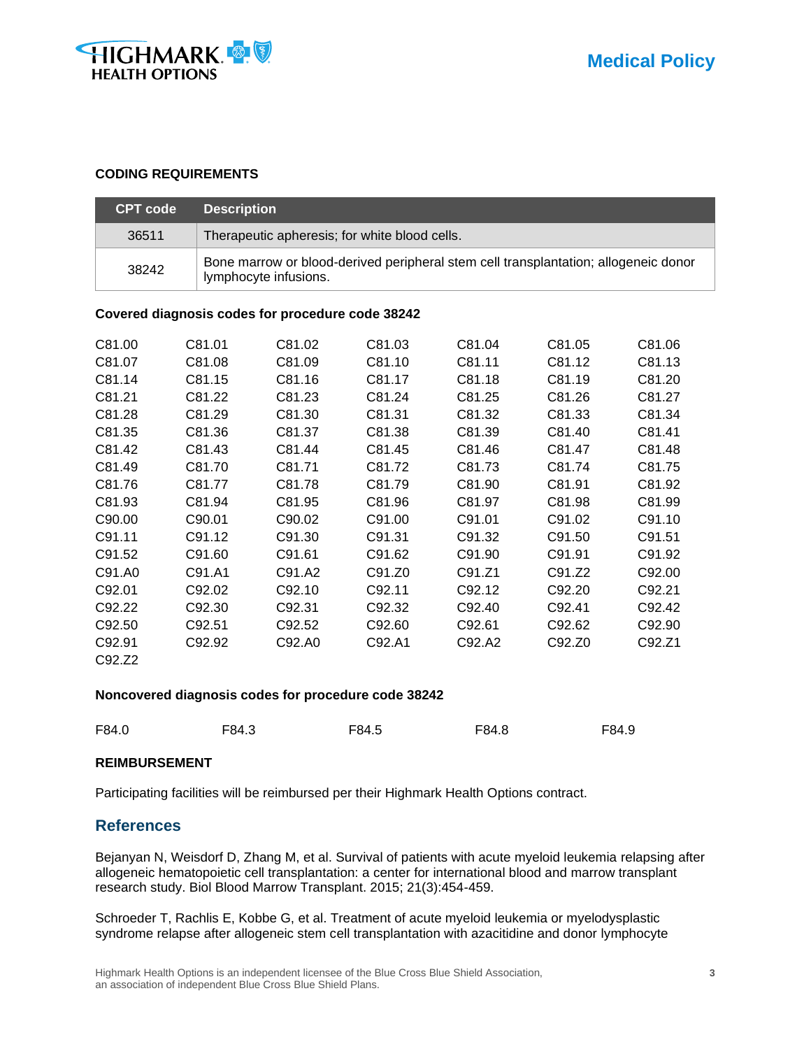**CODING REQUIREMENTS**

| CPT code | Description |
|---|---|
| 36511 | Therapeutic apheresis; for white blood cells. |
| 38242 | Bone marrow or blood-derived peripheral stem cell transplantation; allogeneic donor lymphocyte infusions. |

**Covered diagnosis codes for procedure code 38242**

| | | | | | | |
|---|---|---|---|---|---|---|
| C81.00 | C81.01 | C81.02 | C81.03 | C81.04 | C81.05 | C81.06 |
| C81.07 | C81.08 | C81.09 | C81.10 | C81.11 | C81.12 | C81.13 |
| C81.14 | C81.15 | C81.16 | C81.17 | C81.18 | C81.19 | C81.20 |
| C81.21 | C81.22 | C81.23 | C81.24 | C81.25 | C81.26 | C81.27 |
| C81.28 | C81.29 | C81.30 | C81.31 | C81.32 | C81.33 | C81.34 |
| C81.35 | C81.36 | C81.37 | C81.38 | C81.39 | C81.40 | C81.41 |
| C81.42 | C81.43 | C81.44 | C81.45 | C81.46 | C81.47 | C81.48 |
| C81.49 | C81.70 | C81.71 | C81.72 | C81.73 | C81.74 | C81.75 |
| C81.76 | C81.77 | C81.78 | C81.79 | C81.90 | C81.91 | C81.92 |
| C81.93 | C81.94 | C81.95 | C81.96 | C81.97 | C81.98 | C81.99 |
| C90.00 | C90.01 | C90.02 | C91.00 | C91.01 | C91.02 | C91.10 |
| C91.11 | C91.12 | C91.30 | C91.31 | C91.32 | C91.50 | C91.51 |
| C91.52 | C91.60 | C91.61 | C91.62 | C91.90 | C91.91 | C91.92 |
| C91.A0 | C91.A1 | C91.A2 | C91.Z0 | C91.Z1 | C91.Z2 | C92.00 |
| C92.01 | C92.02 | C92.10 | C92.11 | C92.12 | C92.20 | C92.21 |
| C92.22 | C92.30 | C92.31 | C92.32 | C92.40 | C92.41 | C92.42 |
| C92.50 | C92.51 | C92.52 | C92.60 | C92.61 | C92.62 | C92.90 |
| C92.91 | C92.92 | C92.A0 | C92.A1 | C92.A2 | C92.Z0 | C92.Z1 |
| C92.Z2 | | | | | | |

**Noncovered diagnosis codes for procedure code 38242**

| | | | | |
|---|---|---|---|---|
| F84.0 | F84.3 | F84.5 | F84.8 | F84.9 |

**REIMBURSEMENT**

Participating facilities will be reimbursed per their Highmark Health Options contract.

## References

Bejanyan N, Weisdorf D, Zhang M, et al. Survival of patients with acute myeloid leukemia relapsing after allogeneic hematopoietic cell transplantation: a center for international blood and marrow transplant research study. Biol Blood Marrow Transplant. 2015; 21(3):454-459.

Schroeder T, Rachlis E, Kobbe G, et al. Treatment of acute myeloid leukemia or myelodysplastic syndrome relapse after allogeneic stem cell transplantation with azacitidine and donor lymphocyte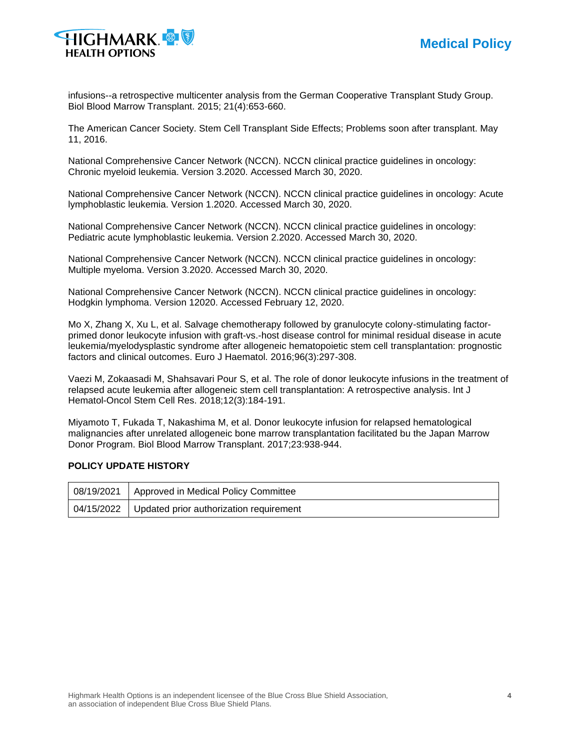infusions--a retrospective multicenter analysis from the German Cooperative Transplant Study Group. Biol Blood Marrow Transplant. 2015; 21(4):653-660.

The American Cancer Society. Stem Cell Transplant Side Effects; Problems soon after transplant. May 11, 2016.

National Comprehensive Cancer Network (NCCN). NCCN clinical practice guidelines in oncology: Chronic myeloid leukemia. Version 3.2020. Accessed March 30, 2020.

National Comprehensive Cancer Network (NCCN). NCCN clinical practice guidelines in oncology: Acute lymphoblastic leukemia. Version 1.2020. Accessed March 30, 2020.

National Comprehensive Cancer Network (NCCN). NCCN clinical practice guidelines in oncology: Pediatric acute lymphoblastic leukemia. Version 2.2020. Accessed March 30, 2020.

National Comprehensive Cancer Network (NCCN). NCCN clinical practice guidelines in oncology: Multiple myeloma. Version 3.2020. Accessed March 30, 2020.

National Comprehensive Cancer Network (NCCN). NCCN clinical practice guidelines in oncology: Hodgkin lymphoma. Version 12020. Accessed February 12, 2020.

Mo X, Zhang X, Xu L, et al. Salvage chemotherapy followed by granulocyte colony-stimulating factor-primed donor leukocyte infusion with graft-vs.-host disease control for minimal residual disease in acute leukemia/myelodysplastic syndrome after allogeneic hematopoietic stem cell transplantation: prognostic factors and clinical outcomes. Euro J Haematol. 2016;96(3):297-308.

Vaezi M, Zokaasadi M, Shahsavari Pour S, et al. The role of donor leukocyte infusions in the treatment of relapsed acute leukemia after allogeneic stem cell transplantation: A retrospective analysis. Int J Hematol-Oncol Stem Cell Res. 2018;12(3):184-191.

Miyamoto T, Fukada T, Nakashima M, et al. Donor leukocyte infusion for relapsed hematological malignancies after unrelated allogeneic bone marrow transplantation facilitated bu the Japan Marrow Donor Program. Biol Blood Marrow Transplant. 2017;23:938-944.

**POLICY UPDATE HISTORY**

| | |
|---|---|
| 08/19/2021 | Approved in Medical Policy Committee |
| 04/15/2022 | Updated prior authorization requirement |